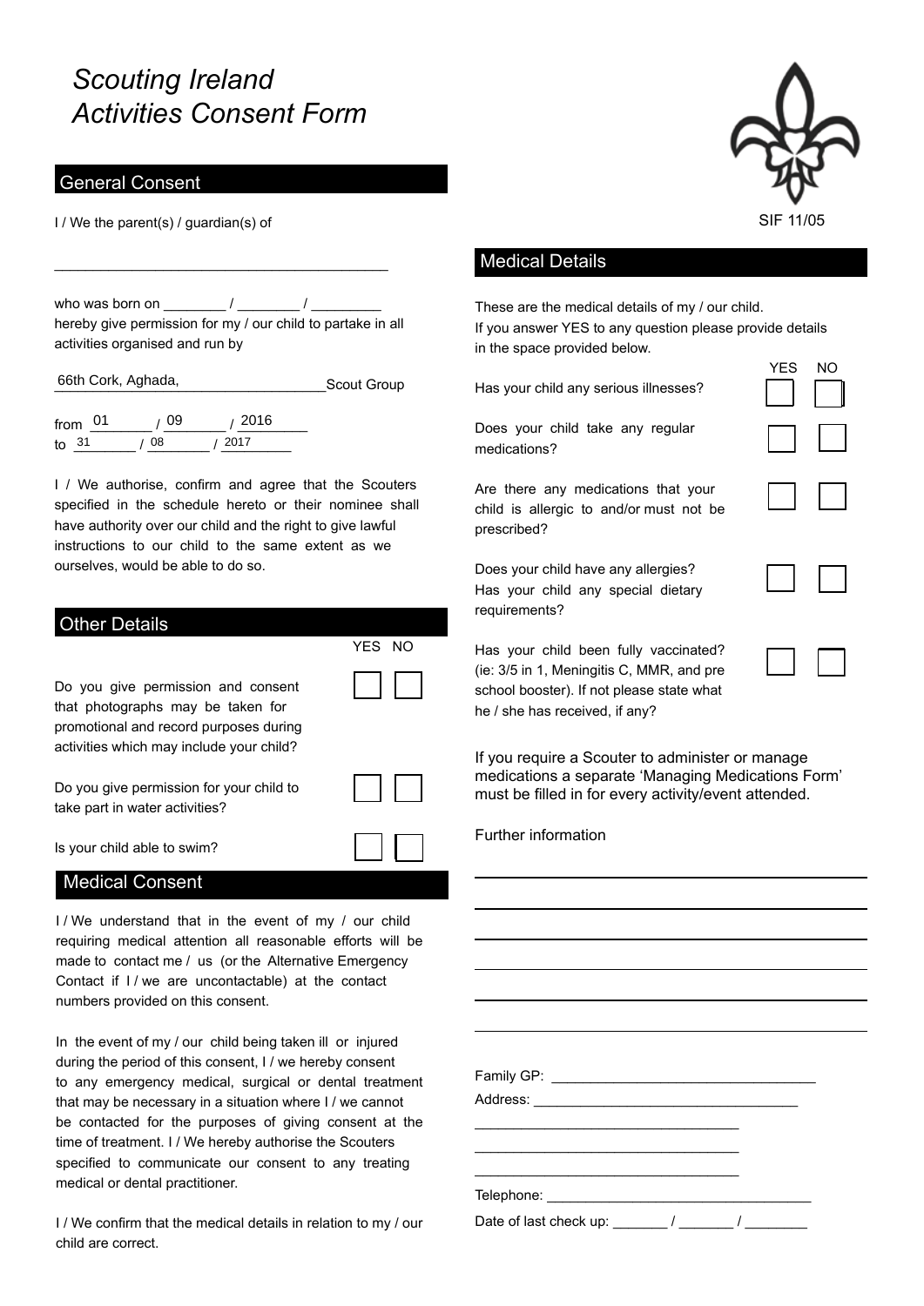# Scouting Ireland Activities Consent Form

SIF 11/05

## General Consent

I / We the parent(s) / guardian(s) of

\_\_\_\_\_\_\_\_\_\_\_\_\_\_\_\_\_\_\_\_\_\_\_\_\_\_\_\_\_\_\_\_\_\_\_\_\_\_\_\_

who was born on \_\_\_\_\_\_\_\_ / \_\_\_\_\_\_\_\_ / \_\_\_\_\_\_\_\_\_
hereby give permission for my / our child to partake in all activities organised and run by

66th Cork, Aghada, \_\_\_\_\_\_\_\_\_\_\_\_\_\_\_\_\_\_ Scout Group

from 01 / 09 / 2016
to 31 / 08 / 2017

I / We authorise, confirm and agree that the Scouters specified in the schedule hereto or their nominee shall have authority over our child and the right to give lawful instructions to our child to the same extent as we ourselves, would be able to do so.

## Other Details

| | YES | NO |
|---|---|---|
| Do you give permission and consent that photographs may be taken for promotional and record purposes during activities which may include your child? | ☐ | ☐ |
| Do you give permission for your child to take part in water activities? | ☐ | ☐ |
| Is your child able to swim? | ☐ | ☐ |

## Medical Consent

I / We understand that in the event of my / our child requiring medical attention all reasonable efforts will be made to contact me / us (or the Alternative Emergency Contact if I / we are uncontactable) at the contact numbers provided on this consent.

In the event of my / our child being taken ill or injured during the period of this consent, I / we hereby consent to any emergency medical, surgical or dental treatment that may be necessary in a situation where I / we cannot be contacted for the purposes of giving consent at the time of treatment. I / We hereby authorise the Scouters specified to communicate our consent to any treating medical or dental practitioner.

I / We confirm that the medical details in relation to my / our child are correct.

## Medical Details

These are the medical details of my / our child.
If you answer YES to any question please provide details in the space provided below.

| | YES | NO |
|---|---|---|
| Has your child any serious illnesses? | ☐ | ☐ |
| Does your child take any regular medications? | ☐ | ☐ |
| Are there any medications that your child is allergic to and/or must not be prescribed? | ☐ | ☐ |
| Does your child have any allergies? Has your child any special dietary requirements? | ☐ | ☐ |
| Has your child been fully vaccinated? (ie: 3/5 in 1, Meningitis C, MMR, and pre school booster). If not please state what he / she has received, if any? | ☐ | ☐ |

If you require a Scouter to administer or manage medications a separate 'Managing Medications Form' must be filled in for every activity/event attended.

Further information

\_\_\_\_\_\_\_\_\_\_\_\_\_\_\_\_\_\_\_\_\_\_\_\_\_\_\_\_\_\_\_\_\_\_\_\_\_\_\_\_

\_\_\_\_\_\_\_\_\_\_\_\_\_\_\_\_\_\_\_\_\_\_\_\_\_\_\_\_\_\_\_\_\_\_\_\_\_\_\_\_

\_\_\_\_\_\_\_\_\_\_\_\_\_\_\_\_\_\_\_\_\_\_\_\_\_\_\_\_\_\_\_\_\_\_\_\_\_\_\_\_

\_\_\_\_\_\_\_\_\_\_\_\_\_\_\_\_\_\_\_\_\_\_\_\_\_\_\_\_\_\_\_\_\_\_\_\_\_\_\_\_

\_\_\_\_\_\_\_\_\_\_\_\_\_\_\_\_\_\_\_\_\_\_\_\_\_\_\_\_\_\_\_\_\_\_\_\_\_\_\_\_

\_\_\_\_\_\_\_\_\_\_\_\_\_\_\_\_\_\_\_\_\_\_\_\_\_\_\_\_\_\_\_\_\_\_\_\_\_\_\_\_

Family GP: \_\_\_\_\_\_\_\_\_\_\_\_\_\_\_\_\_\_\_\_\_\_\_\_\_\_\_\_\_\_\_\_\_\_

Address: \_\_\_\_\_\_\_\_\_\_\_\_\_\_\_\_\_\_\_\_\_\_\_\_\_\_\_\_\_\_\_\_\_\_

\_\_\_\_\_\_\_\_\_\_\_\_\_\_\_\_\_\_\_\_\_\_\_\_\_\_\_\_\_\_\_\_\_\_

\_\_\_\_\_\_\_\_\_\_\_\_\_\_\_\_\_\_\_\_\_\_\_\_\_\_\_\_\_\_\_\_\_\_

\_\_\_\_\_\_\_\_\_\_\_\_\_\_\_\_\_\_\_\_\_\_\_\_\_\_\_\_\_\_\_\_\_\_

Telephone: \_\_\_\_\_\_\_\_\_\_\_\_\_\_\_\_\_\_\_\_\_\_\_\_\_\_\_\_\_\_\_\_\_\_

Date of last check up: \_\_\_\_\_\_\_ / \_\_\_\_\_\_\_ / \_\_\_\_\_\_\_\_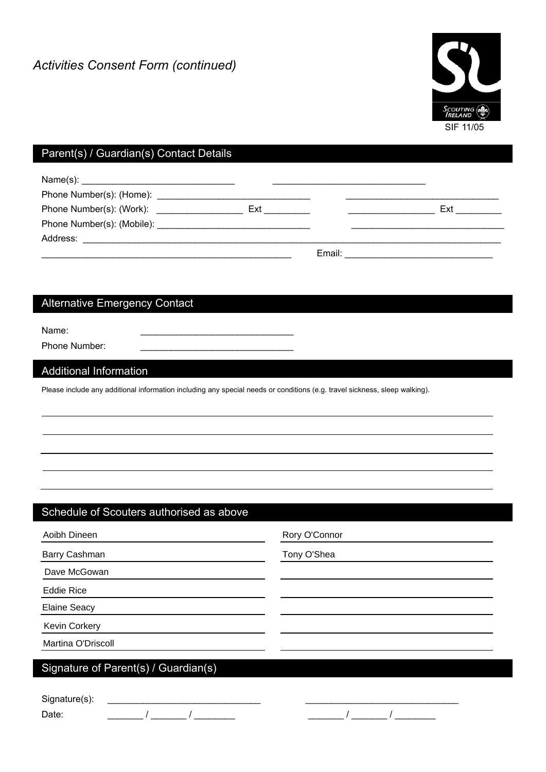*Activities Consent Form (continued)*

SIF 11/05

## Parent(s) / Guardian(s) Contact Details

Name(s): ______________________________ ______________________________

Phone Number(s): (Home): ______________________________ ______________________________

Phone Number(s): (Work): _________________ Ext _________ _________________ Ext _________

Phone Number(s): (Mobile): ______________________________ ______________________________

Address: ______________________________________________________________________________

__________________________________________________ Email: ______________________________

## Alternative Emergency Contact

Name: ______________________________

Phone Number: ______________________________

## Additional Information

Please include any additional information including any special needs or conditions (e.g. travel sickness, sleep walking).

______________________________________________________________________________

______________________________________________________________________________

______________________________________________________________________________

______________________________________________________________________________

______________________________________________________________________________

## Schedule of Scouters authorised as above

| | |
|---|---|
| Aoibh Dineen | Rory O'Connor |
| Barry Cashman | Tony O'Shea |
| Dave McGowan | |
| Eddie Rice | |
| Elaine Seacy | |
| Kevin Corkery | |
| Martina O'Driscoll | |

## Signature of Parent(s) / Guardian(s)

Signature(s): ______________________________ ______________________________

Date: _______ / _______ / ________ _______ / _______ / ________